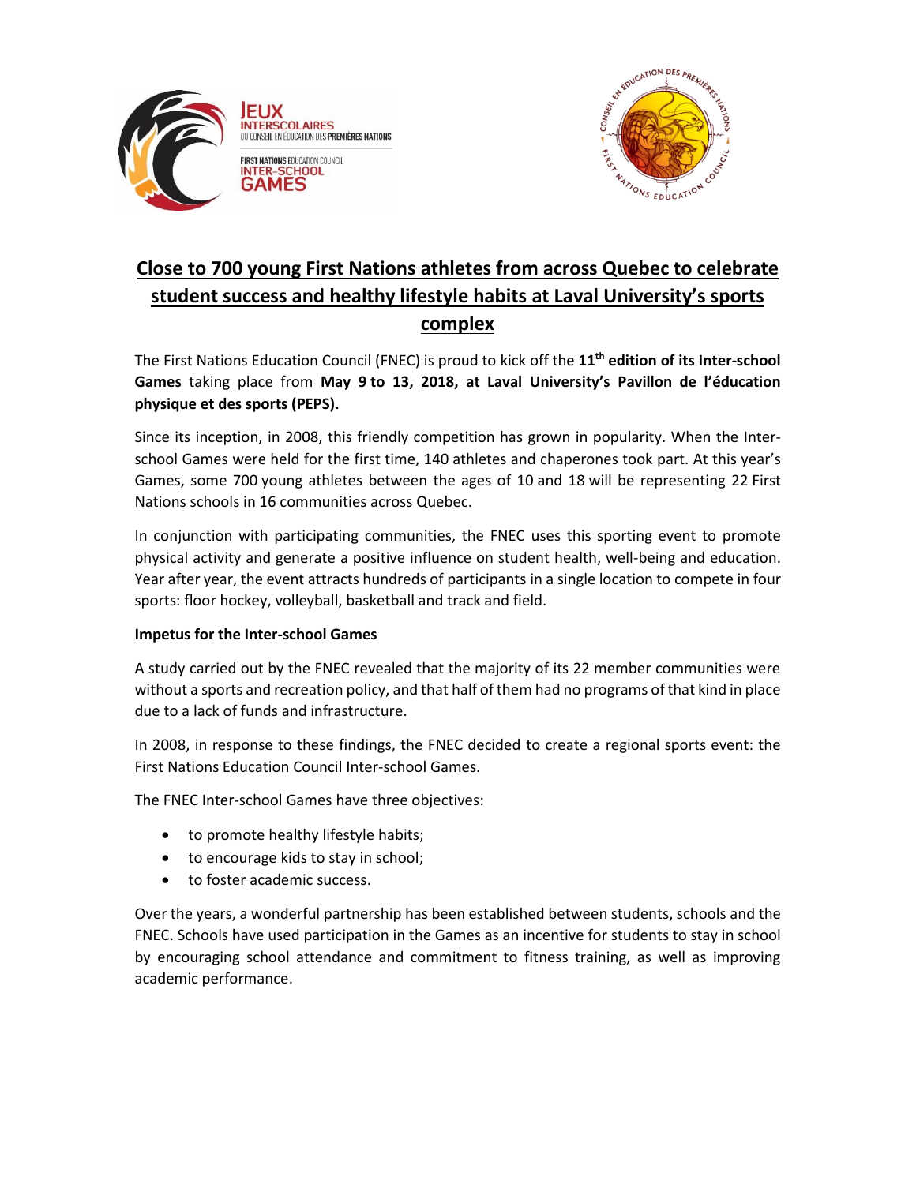# Close to 700 young First Nations athletes from across Quebec to celebrate student success and healthy lifestyle habits at Laval University's sports complex

The First Nations Education Council (FNEC) is proud to kick off the **11th edition of its Inter-school Games** taking place from **May 9 to 13, 2018, at Laval University's Pavillon de l'éducation physique et des sports (PEPS).**

Since its inception, in 2008, this friendly competition has grown in popularity. When the Inter-school Games were held for the first time, 140 athletes and chaperones took part. At this year's Games, some 700 young athletes between the ages of 10 and 18 will be representing 22 First Nations schools in 16 communities across Quebec.

In conjunction with participating communities, the FNEC uses this sporting event to promote physical activity and generate a positive influence on student health, well-being and education. Year after year, the event attracts hundreds of participants in a single location to compete in four sports: floor hockey, volleyball, basketball and track and field.

**Impetus for the Inter-school Games**

A study carried out by the FNEC revealed that the majority of its 22 member communities were without a sports and recreation policy, and that half of them had no programs of that kind in place due to a lack of funds and infrastructure.

In 2008, in response to these findings, the FNEC decided to create a regional sports event: the First Nations Education Council Inter-school Games.

The FNEC Inter-school Games have three objectives:

- to promote healthy lifestyle habits;
- to encourage kids to stay in school;
- to foster academic success.

Over the years, a wonderful partnership has been established between students, schools and the FNEC. Schools have used participation in the Games as an incentive for students to stay in school by encouraging school attendance and commitment to fitness training, as well as improving academic performance.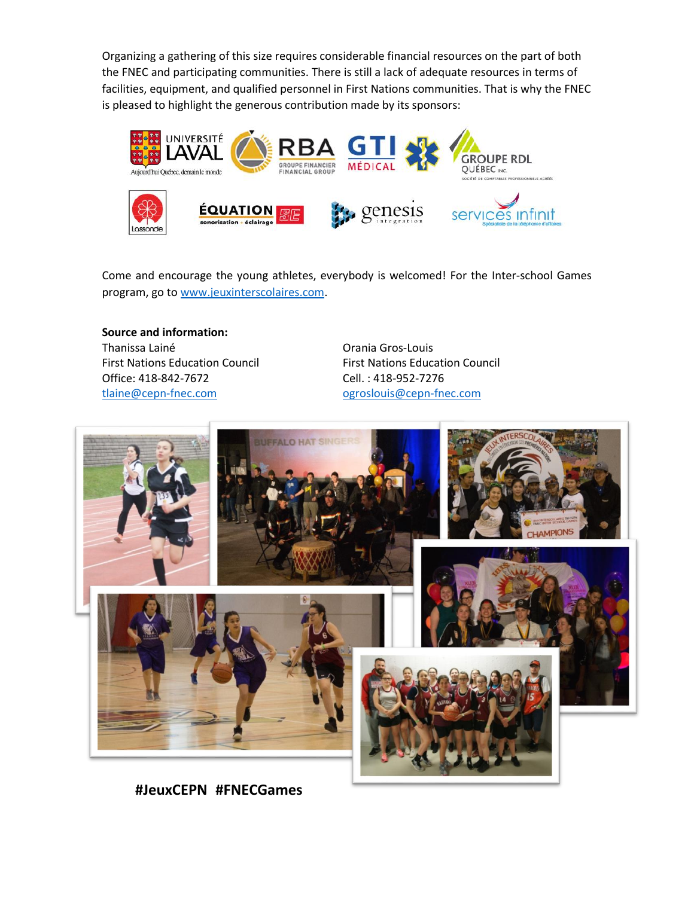Organizing a gathering of this size requires considerable financial resources on the part of both the FNEC and participating communities. There is still a lack of adequate resources in terms of facilities, equipment, and qualified personnel in First Nations communities. That is why the FNEC is pleased to highlight the generous contribution made by its sponsors:

Come and encourage the young athletes, everybody is welcomed! For the Inter-school Games program, go to www.jeuxinterscolaires.com.

**Source and information:**

Thanissa Lainé
First Nations Education Council
Office: 418-842-7672
tlaine@cepn-fnec.com

Orania Gros-Louis
First Nations Education Council
Cell. : 418-952-7276
ogroslouis@cepn-fnec.com

**#JeuxCEPN #FNECGames**